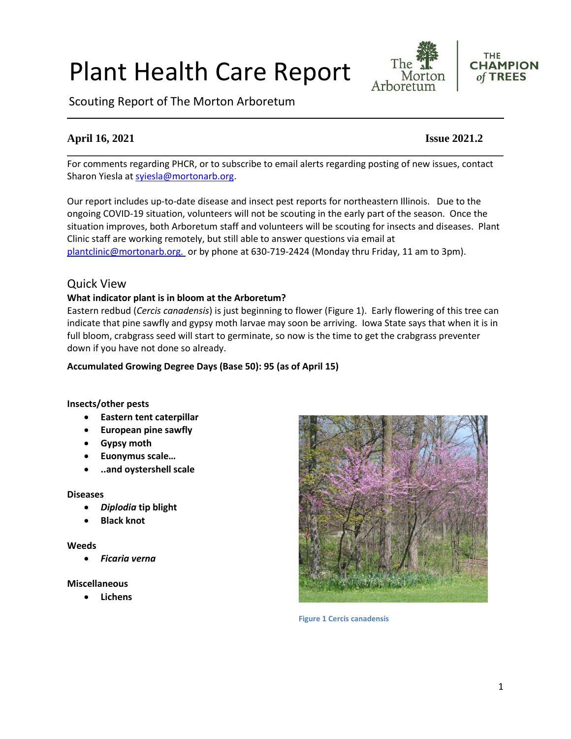# Plant Health Care Report

Scouting Report of The Morton Arboretum

**April 16, 2021** **Issue 2021.2**

For comments regarding PHCR, or to subscribe to email alerts regarding posting of new issues, contact Sharon Yiesla at syiesla@mortonarb.org.

Our report includes up-to-date disease and insect pest reports for northeastern Illinois. Due to the ongoing COVID-19 situation, volunteers will not be scouting in the early part of the season. Once the situation improves, both Arboretum staff and volunteers will be scouting for insects and diseases. Plant Clinic staff are working remotely, but still able to answer questions via email at plantclinic@mortonarb.org. or by phone at 630-719-2424 (Monday thru Friday, 11 am to 3pm).

## Quick View

**What indicator plant is in bloom at the Arboretum?**

Eastern redbud (*Cercis canadensis*) is just beginning to flower (Figure 1). Early flowering of this tree can indicate that pine sawfly and gypsy moth larvae may soon be arriving. Iowa State says that when it is in full bloom, crabgrass seed will start to germinate, so now is the time to get the crabgrass preventer down if you have not done so already.

**Accumulated Growing Degree Days (Base 50): 95 (as of April 15)**

**Insects/other pests**

- **Eastern tent caterpillar**
- **European pine sawfly**
- **Gypsy moth**
- **Euonymus scale…**
- **..and oystershell scale**

**Diseases**

- ***Diplodia* tip blight**
- **Black knot**

**Weeds**

- ***Ficaria verna***

**Miscellaneous**

- **Lichens**

Figure 1 Cercis canadensis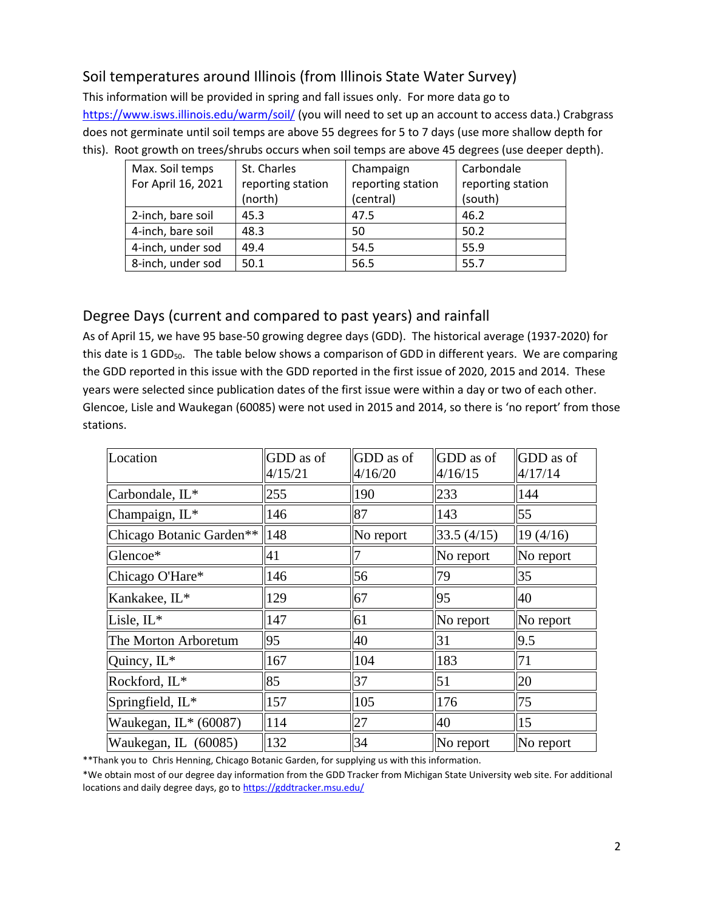## Soil temperatures around Illinois (from Illinois State Water Survey)

This information will be provided in spring and fall issues only. For more data go to https://www.isws.illinois.edu/warm/soil/ (you will need to set up an account to access data.) Crabgrass does not germinate until soil temps are above 55 degrees for 5 to 7 days (use more shallow depth for this). Root growth on trees/shrubs occurs when soil temps are above 45 degrees (use deeper depth).

| Max. Soil temps For April 16, 2021 | St. Charles reporting station (north) | Champaign reporting station (central) | Carbondale reporting station (south) |
|---|---|---|---|
| 2-inch, bare soil | 45.3 | 47.5 | 46.2 |
| 4-inch, bare soil | 48.3 | 50 | 50.2 |
| 4-inch, under sod | 49.4 | 54.5 | 55.9 |
| 8-inch, under sod | 50.1 | 56.5 | 55.7 |

## Degree Days (current and compared to past years) and rainfall

As of April 15, we have 95 base-50 growing degree days (GDD). The historical average (1937-2020) for this date is 1 $GDD_{50}$. The table below shows a comparison of GDD in different years. We are comparing the GDD reported in this issue with the GDD reported in the first issue of 2020, 2015 and 2014. These years were selected since publication dates of the first issue were within a day or two of each other. Glencoe, Lisle and Waukegan (60085) were not used in 2015 and 2014, so there is 'no report' from those stations.

| Location | GDD as of 4/15/21 | GDD as of 4/16/20 | GDD as of 4/16/15 | GDD as of 4/17/14 |
|---|---|---|---|---|
| Carbondale, IL* | 255 | 190 | 233 | 144 |
| Champaign, IL* | 146 | 87 | 143 | 55 |
| Chicago Botanic Garden** | 148 | No report | 33.5 (4/15) | 19 (4/16) |
| Glencoe* | 41 | 7 | No report | No report |
| Chicago O'Hare* | 146 | 56 | 79 | 35 |
| Kankakee, IL* | 129 | 67 | 95 | 40 |
| Lisle, IL* | 147 | 61 | No report | No report |
| The Morton Arboretum | 95 | 40 | 31 | 9.5 |
| Quincy, IL* | 167 | 104 | 183 | 71 |
| Rockford, IL* | 85 | 37 | 51 | 20 |
| Springfield, IL* | 157 | 105 | 176 | 75 |
| Waukegan, IL* (60087) | 114 | 27 | 40 | 15 |
| Waukegan, IL (60085) | 132 | 34 | No report | No report |

**Thank you to Chris Henning, Chicago Botanic Garden, for supplying us with this information.

*We obtain most of our degree day information from the GDD Tracker from Michigan State University web site. For additional locations and daily degree days, go to https://gddtracker.msu.edu/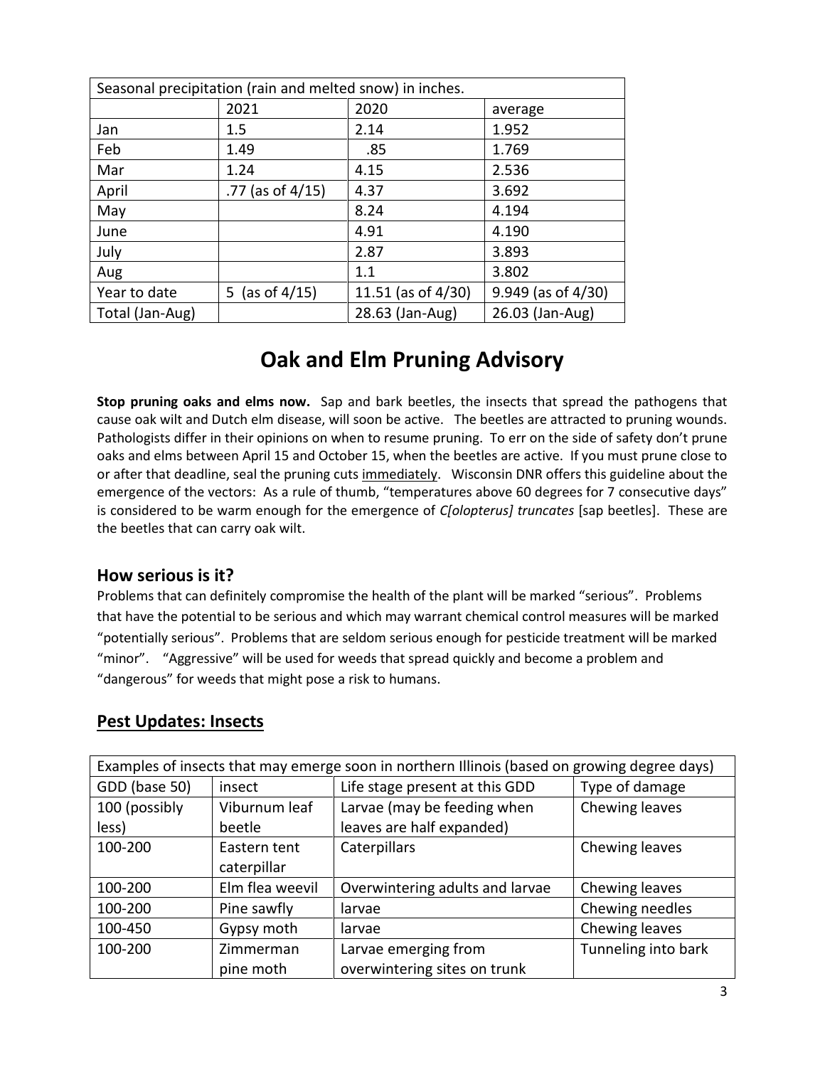| Seasonal precipitation (rain and melted snow) in inches. | | | |
|---|---|---|---|
| | 2021 | 2020 | average |
| Jan | 1.5 | 2.14 | 1.952 |
| Feb | 1.49 | .85 | 1.769 |
| Mar | 1.24 | 4.15 | 2.536 |
| April | .77 (as of 4/15) | 4.37 | 3.692 |
| May | | 8.24 | 4.194 |
| June | | 4.91 | 4.190 |
| July | | 2.87 | 3.893 |
| Aug | | 1.1 | 3.802 |
| Year to date | 5 (as of 4/15) | 11.51 (as of 4/30) | 9.949 (as of 4/30) |
| Total (Jan-Aug) | | 28.63 (Jan-Aug) | 26.03 (Jan-Aug) |

# Oak and Elm Pruning Advisory

**Stop pruning oaks and elms now.** Sap and bark beetles, the insects that spread the pathogens that cause oak wilt and Dutch elm disease, will soon be active. The beetles are attracted to pruning wounds. Pathologists differ in their opinions on when to resume pruning. To err on the side of safety don't prune oaks and elms between April 15 and October 15, when the beetles are active. If you must prune close to or after that deadline, seal the pruning cuts <u>immediately</u>. Wisconsin DNR offers this guideline about the emergence of the vectors: As a rule of thumb, "temperatures above 60 degrees for 7 consecutive days" is considered to be warm enough for the emergence of *C[olopterus] truncates* [sap beetles]. These are the beetles that can carry oak wilt.

## How serious is it?

Problems that can definitely compromise the health of the plant will be marked "serious". Problems that have the potential to be serious and which may warrant chemical control measures will be marked "potentially serious". Problems that are seldom serious enough for pesticide treatment will be marked "minor". "Aggressive" will be used for weeds that spread quickly and become a problem and "dangerous" for weeds that might pose a risk to humans.

## <u>Pest Updates: Insects</u>

| Examples of insects that may emerge soon in northern Illinois (based on growing degree days) | | | |
|---|---|---|---|
| GDD (base 50) | insect | Life stage present at this GDD | Type of damage |
| 100 (possibly less) | Viburnum leaf beetle | Larvae (may be feeding when leaves are half expanded) | Chewing leaves |
| 100-200 | Eastern tent caterpillar | Caterpillars | Chewing leaves |
| 100-200 | Elm flea weevil | Overwintering adults and larvae | Chewing leaves |
| 100-200 | Pine sawfly | larvae | Chewing needles |
| 100-450 | Gypsy moth | larvae | Chewing leaves |
| 100-200 | Zimmerman pine moth | Larvae emerging from overwintering sites on trunk | Tunneling into bark |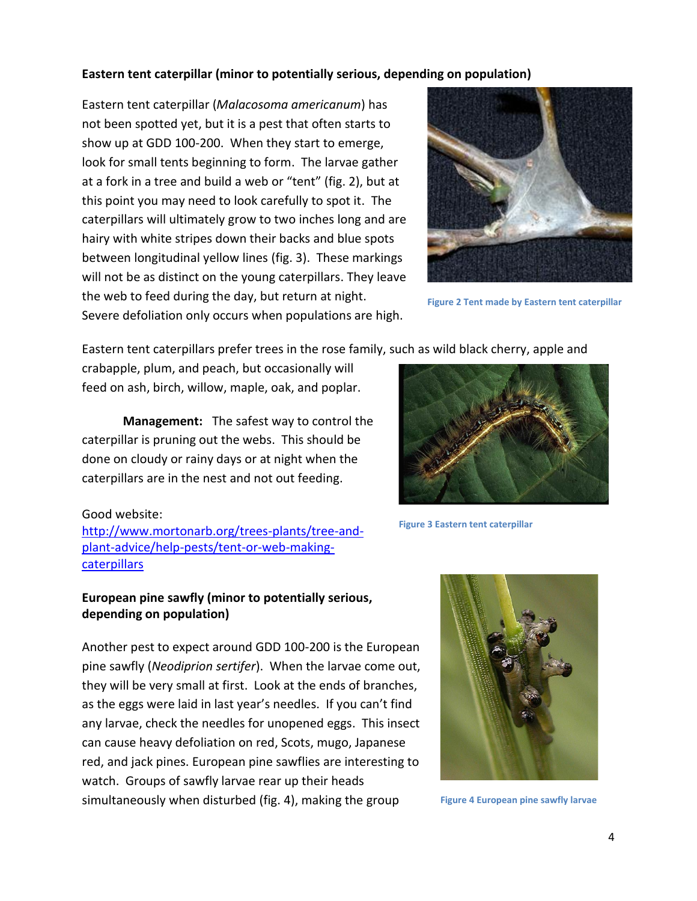**Eastern tent caterpillar (minor to potentially serious, depending on population)**

Eastern tent caterpillar (*Malacosoma americanum*) has not been spotted yet, but it is a pest that often starts to show up at GDD 100-200. When they start to emerge, look for small tents beginning to form. The larvae gather at a fork in a tree and build a web or "tent" (fig. 2), but at this point you may need to look carefully to spot it. The caterpillars will ultimately grow to two inches long and are hairy with white stripes down their backs and blue spots between longitudinal yellow lines (fig. 3). These markings will not be as distinct on the young caterpillars. They leave the web to feed during the day, but return at night. Severe defoliation only occurs when populations are high.

Figure 2 Tent made by Eastern tent caterpillar

Eastern tent caterpillars prefer trees in the rose family, such as wild black cherry, apple and crabapple, plum, and peach, but occasionally will feed on ash, birch, willow, maple, oak, and poplar.

**Management:** The safest way to control the caterpillar is pruning out the webs. This should be done on cloudy or rainy days or at night when the caterpillars are in the nest and not out feeding.

Figure 3 Eastern tent caterpillar

Good website:
[http://www.mortonarb.org/trees-plants/tree-and-plant-advice/help-pests/tent-or-web-making-caterpillars](http://www.mortonarb.org/trees-plants/tree-and-plant-advice/help-pests/tent-or-web-making-caterpillars)

**European pine sawfly (minor to potentially serious, depending on population)**

Another pest to expect around GDD 100-200 is the European pine sawfly (*Neodiprion sertifer*). When the larvae come out, they will be very small at first. Look at the ends of branches, as the eggs were laid in last year's needles. If you can't find any larvae, check the needles for unopened eggs. This insect can cause heavy defoliation on red, Scots, mugo, Japanese red, and jack pines. European pine sawflies are interesting to watch. Groups of sawfly larvae rear up their heads simultaneously when disturbed (fig. 4), making the group

Figure 4 European pine sawfly larvae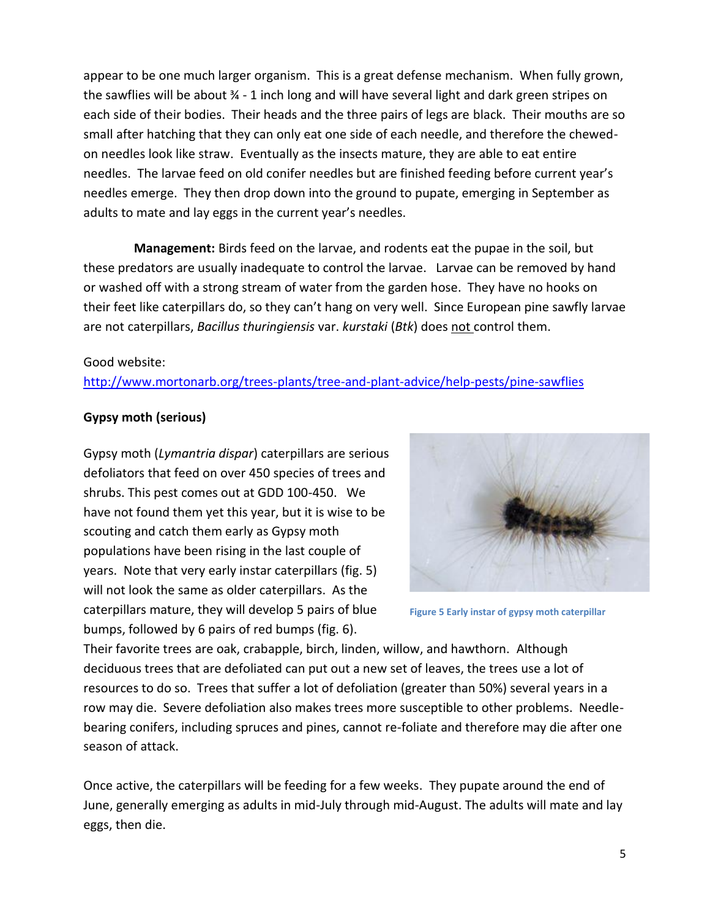appear to be one much larger organism. This is a great defense mechanism. When fully grown, the sawflies will be about ¾ - 1 inch long and will have several light and dark green stripes on each side of their bodies. Their heads and the three pairs of legs are black. Their mouths are so small after hatching that they can only eat one side of each needle, and therefore the chewed-on needles look like straw. Eventually as the insects mature, they are able to eat entire needles. The larvae feed on old conifer needles but are finished feeding before current year's needles emerge. They then drop down into the ground to pupate, emerging in September as adults to mate and lay eggs in the current year's needles.

**Management:** Birds feed on the larvae, and rodents eat the pupae in the soil, but these predators are usually inadequate to control the larvae. Larvae can be removed by hand or washed off with a strong stream of water from the garden hose. They have no hooks on their feet like caterpillars do, so they can't hang on very well. Since European pine sawfly larvae are not caterpillars, *Bacillus thuringiensis* var. *kurstaki* (*Btk*) does not control them.

Good website:
http://www.mortonarb.org/trees-plants/tree-and-plant-advice/help-pests/pine-sawflies

**Gypsy moth (serious)**

Gypsy moth (*Lymantria dispar*) caterpillars are serious defoliators that feed on over 450 species of trees and shrubs. This pest comes out at GDD 100-450. We have not found them yet this year, but it is wise to be scouting and catch them early as Gypsy moth populations have been rising in the last couple of years. Note that very early instar caterpillars (fig. 5) will not look the same as older caterpillars. As the caterpillars mature, they will develop 5 pairs of blue bumps, followed by 6 pairs of red bumps (fig. 6).

Figure 5 Early instar of gypsy moth caterpillar

Their favorite trees are oak, crabapple, birch, linden, willow, and hawthorn. Although deciduous trees that are defoliated can put out a new set of leaves, the trees use a lot of resources to do so. Trees that suffer a lot of defoliation (greater than 50%) several years in a row may die. Severe defoliation also makes trees more susceptible to other problems. Needle-bearing conifers, including spruces and pines, cannot re-foliate and therefore may die after one season of attack.

Once active, the caterpillars will be feeding for a few weeks. They pupate around the end of June, generally emerging as adults in mid-July through mid-August. The adults will mate and lay eggs, then die.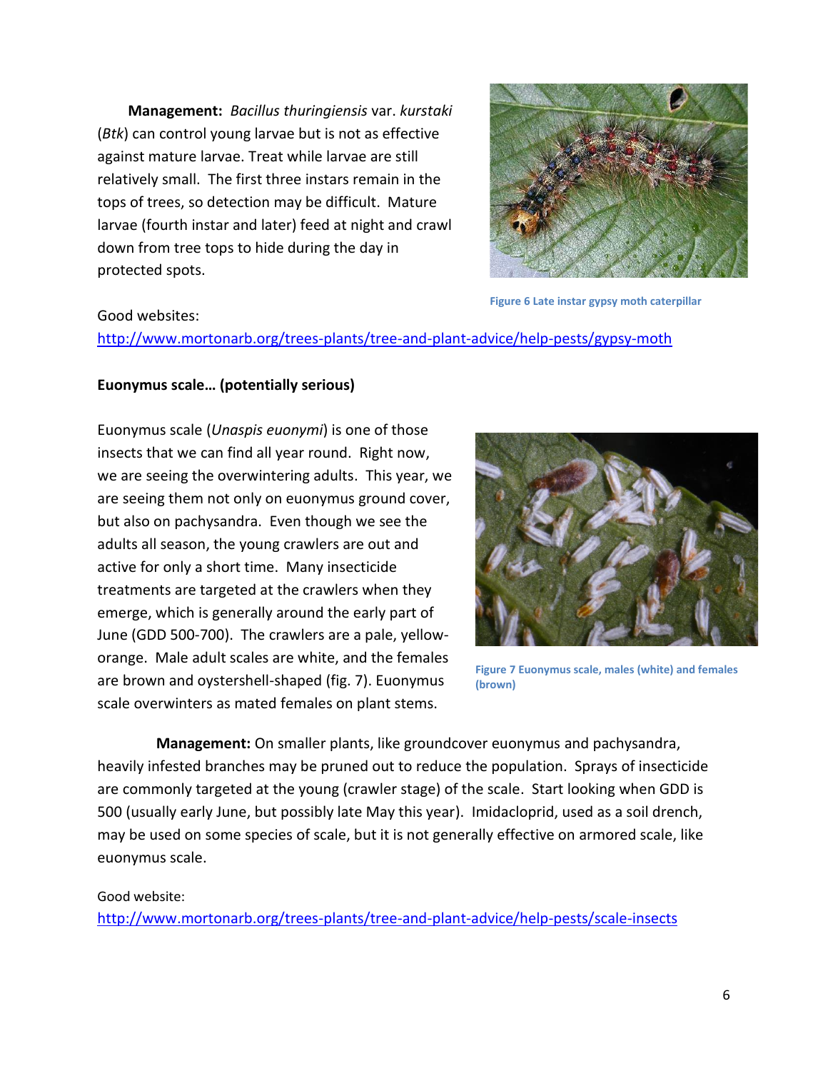**Management:** *Bacillus thuringiensis* var. *kurstaki* (*Btk*) can control young larvae but is not as effective against mature larvae. Treat while larvae are still relatively small. The first three instars remain in the tops of trees, so detection may be difficult. Mature larvae (fourth instar and later) feed at night and crawl down from tree tops to hide during the day in protected spots.

Figure 6 Late instar gypsy moth caterpillar

Good websites:
http://www.mortonarb.org/trees-plants/tree-and-plant-advice/help-pests/gypsy-moth

**Euonymus scale… (potentially serious)**

Euonymus scale (*Unaspis euonymi*) is one of those insects that we can find all year round. Right now, we are seeing the overwintering adults. This year, we are seeing them not only on euonymus ground cover, but also on pachysandra. Even though we see the adults all season, the young crawlers are out and active for only a short time. Many insecticide treatments are targeted at the crawlers when they emerge, which is generally around the early part of June (GDD 500-700). The crawlers are a pale, yellow-orange. Male adult scales are white, and the females are brown and oystershell-shaped (fig. 7). Euonymus scale overwinters as mated females on plant stems.

Figure 7 Euonymus scale, males (white) and females (brown)

**Management:** On smaller plants, like groundcover euonymus and pachysandra, heavily infested branches may be pruned out to reduce the population. Sprays of insecticide are commonly targeted at the young (crawler stage) of the scale. Start looking when GDD is 500 (usually early June, but possibly late May this year). Imidacloprid, used as a soil drench, may be used on some species of scale, but it is not generally effective on armored scale, like euonymus scale.

Good website:
http://www.mortonarb.org/trees-plants/tree-and-plant-advice/help-pests/scale-insects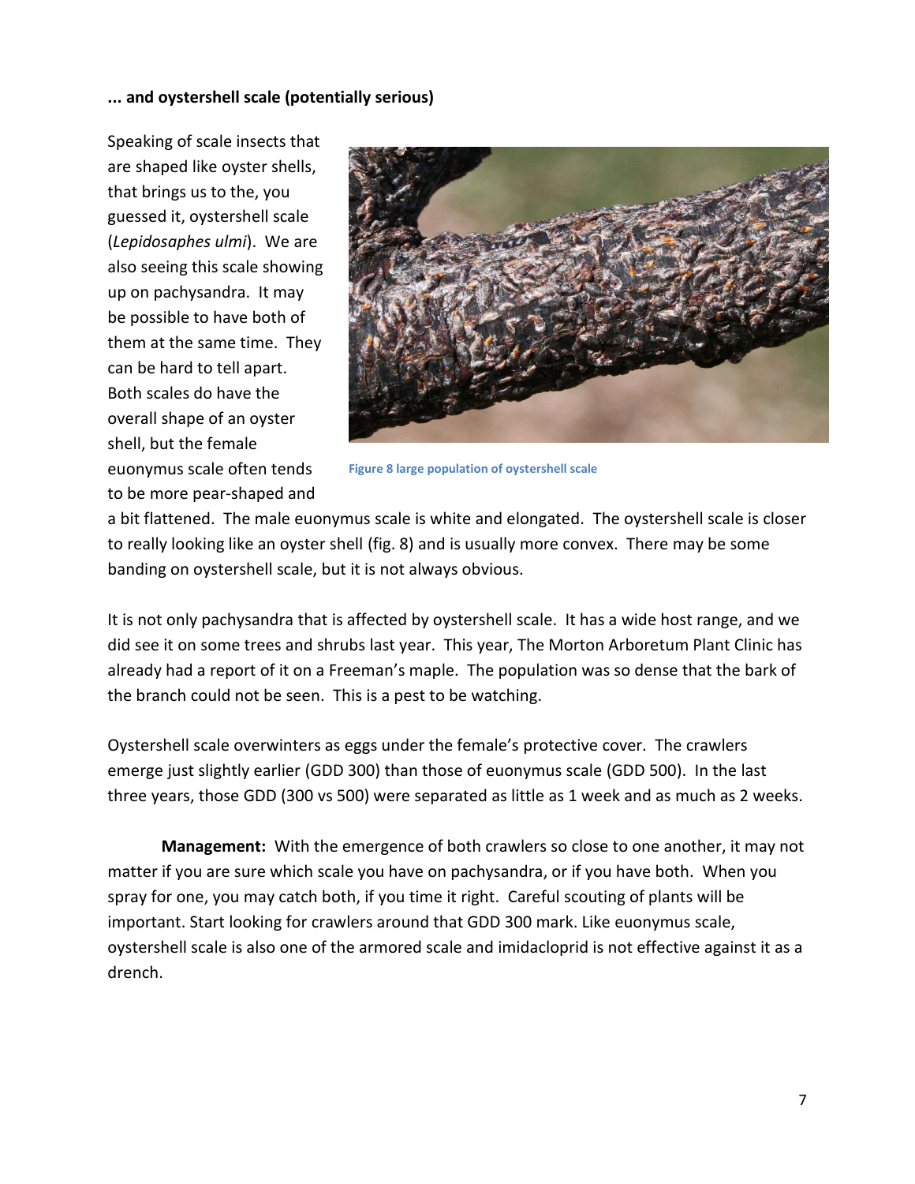**... and oystershell scale (potentially serious)**

Speaking of scale insects that are shaped like oyster shells, that brings us to the, you guessed it, oystershell scale (*Lepidosaphes ulmi*). We are also seeing this scale showing up on pachysandra. It may be possible to have both of them at the same time. They can be hard to tell apart. Both scales do have the overall shape of an oyster shell, but the female euonymus scale often tends to be more pear-shaped and a bit flattened. The male euonymus scale is white and elongated. The oystershell scale is closer to really looking like an oyster shell (fig. 8) and is usually more convex. There may be some banding on oystershell scale, but it is not always obvious.

Figure 8 large population of oystershell scale

It is not only pachysandra that is affected by oystershell scale. It has a wide host range, and we did see it on some trees and shrubs last year. This year, The Morton Arboretum Plant Clinic has already had a report of it on a Freeman's maple. The population was so dense that the bark of the branch could not be seen. This is a pest to be watching.

Oystershell scale overwinters as eggs under the female's protective cover. The crawlers emerge just slightly earlier (GDD 300) than those of euonymus scale (GDD 500). In the last three years, those GDD (300 vs 500) were separated as little as 1 week and as much as 2 weeks.

**Management:** With the emergence of both crawlers so close to one another, it may not matter if you are sure which scale you have on pachysandra, or if you have both. When you spray for one, you may catch both, if you time it right. Careful scouting of plants will be important. Start looking for crawlers around that GDD 300 mark. Like euonymus scale, oystershell scale is also one of the armored scale and imidacloprid is not effective against it as a drench.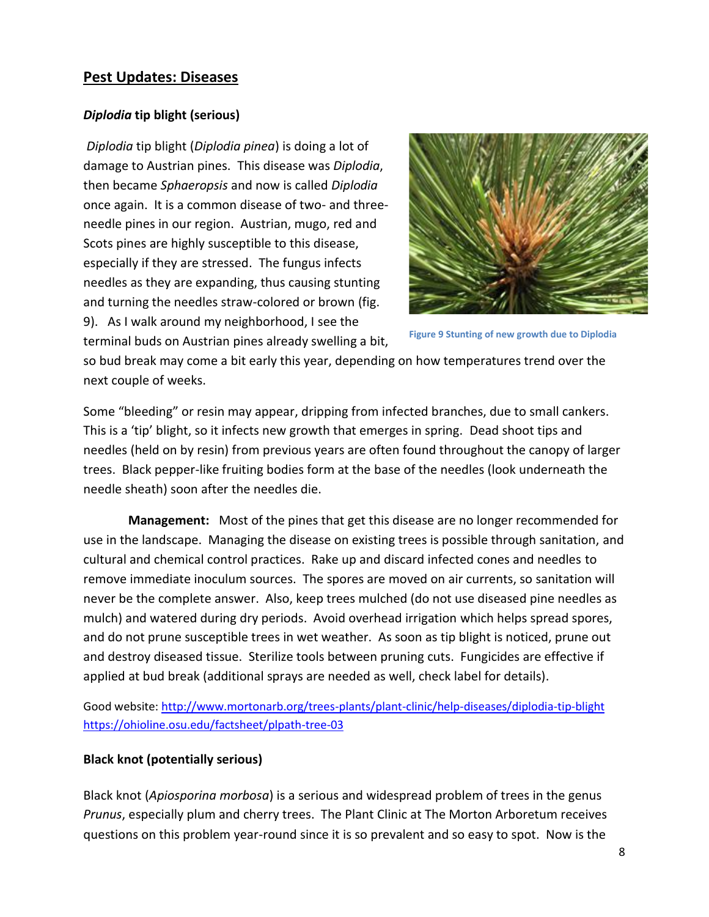## Pest Updates: Diseases

### *Diplodia* tip blight (serious)

*Diplodia* tip blight (*Diplodia pinea*) is doing a lot of damage to Austrian pines. This disease was *Diplodia*, then became *Sphaeropsis* and now is called *Diplodia* once again. It is a common disease of two- and three-needle pines in our region. Austrian, mugo, red and Scots pines are highly susceptible to this disease, especially if they are stressed. The fungus infects needles as they are expanding, thus causing stunting and turning the needles straw-colored or brown (fig. 9). As I walk around my neighborhood, I see the terminal buds on Austrian pines already swelling a bit, so bud break may come a bit early this year, depending on how temperatures trend over the next couple of weeks.

Figure 9 Stunting of new growth due to Diplodia

Some "bleeding" or resin may appear, dripping from infected branches, due to small cankers. This is a 'tip' blight, so it infects new growth that emerges in spring. Dead shoot tips and needles (held on by resin) from previous years are often found throughout the canopy of larger trees. Black pepper-like fruiting bodies form at the base of the needles (look underneath the needle sheath) soon after the needles die.

**Management:** Most of the pines that get this disease are no longer recommended for use in the landscape. Managing the disease on existing trees is possible through sanitation, and cultural and chemical control practices. Rake up and discard infected cones and needles to remove immediate inoculum sources. The spores are moved on air currents, so sanitation will never be the complete answer. Also, keep trees mulched (do not use diseased pine needles as mulch) and watered during dry periods. Avoid overhead irrigation which helps spread spores, and do not prune susceptible trees in wet weather. As soon as tip blight is noticed, prune out and destroy diseased tissue. Sterilize tools between pruning cuts. Fungicides are effective if applied at bud break (additional sprays are needed as well, check label for details).

Good website: http://www.mortonarb.org/trees-plants/plant-clinic/help-diseases/diplodia-tip-blight
https://ohioline.osu.edu/factsheet/plpath-tree-03

### Black knot (potentially serious)

Black knot (*Apiosporina morbosa*) is a serious and widespread problem of trees in the genus *Prunus*, especially plum and cherry trees. The Plant Clinic at The Morton Arboretum receives questions on this problem year-round since it is so prevalent and so easy to spot. Now is the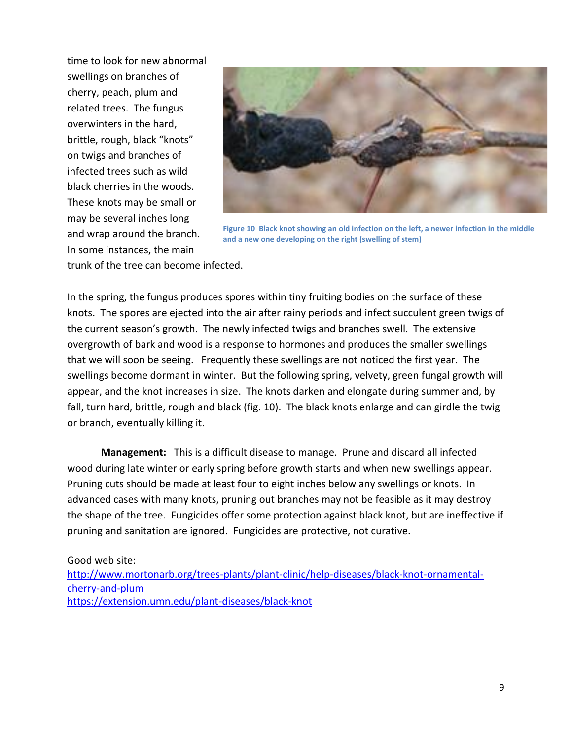time to look for new abnormal swellings on branches of cherry, peach, plum and related trees. The fungus overwinters in the hard, brittle, rough, black "knots" on twigs and branches of infected trees such as wild black cherries in the woods. These knots may be small or may be several inches long and wrap around the branch. In some instances, the main trunk of the tree can become infected.

**Figure 10** Black knot showing an old infection on the left, a newer infection in the middle and a new one developing on the right (swelling of stem)

In the spring, the fungus produces spores within tiny fruiting bodies on the surface of these knots. The spores are ejected into the air after rainy periods and infect succulent green twigs of the current season's growth. The newly infected twigs and branches swell. The extensive overgrowth of bark and wood is a response to hormones and produces the smaller swellings that we will soon be seeing. Frequently these swellings are not noticed the first year. The swellings become dormant in winter. But the following spring, velvety, green fungal growth will appear, and the knot increases in size. The knots darken and elongate during summer and, by fall, turn hard, brittle, rough and black (fig. 10). The black knots enlarge and can girdle the twig or branch, eventually killing it.

**Management:** This is a difficult disease to manage. Prune and discard all infected wood during late winter or early spring before growth starts and when new swellings appear. Pruning cuts should be made at least four to eight inches below any swellings or knots. In advanced cases with many knots, pruning out branches may not be feasible as it may destroy the shape of the tree. Fungicides offer some protection against black knot, but are ineffective if pruning and sanitation are ignored. Fungicides are protective, not curative.

Good web site:
http://www.mortonarb.org/trees-plants/plant-clinic/help-diseases/black-knot-ornamental-cherry-and-plum
https://extension.umn.edu/plant-diseases/black-knot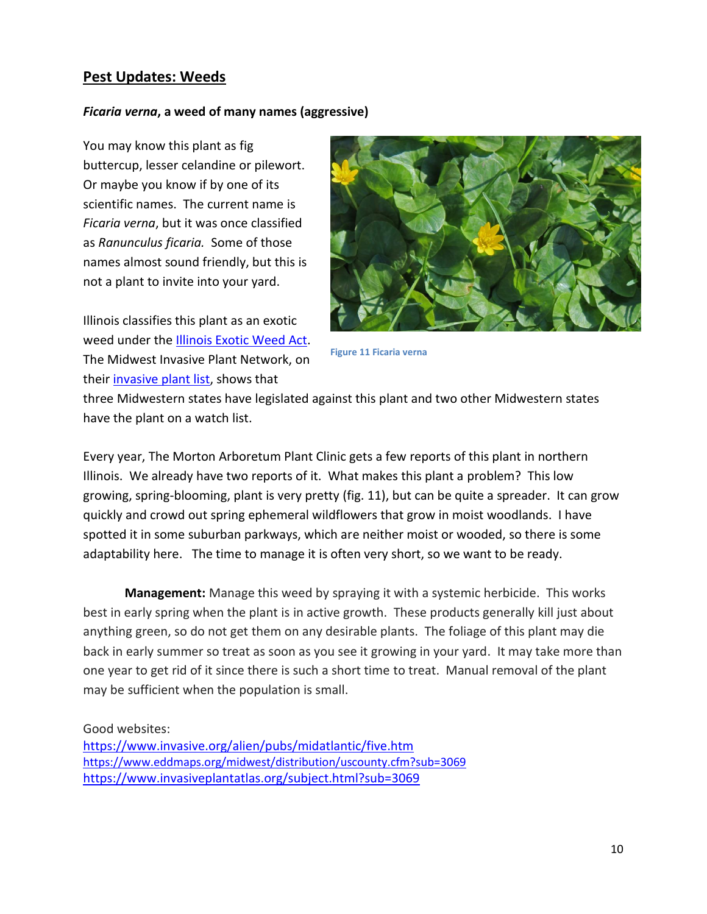## Pest Updates: Weeds

***Ficaria verna*, a weed of many names (aggressive)**

You may know this plant as fig buttercup, lesser celandine or pilewort. Or maybe you know if by one of its scientific names. The current name is *Ficaria verna*, but it was once classified as *Ranunculus ficaria.* Some of those names almost sound friendly, but this is not a plant to invite into your yard.

Illinois classifies this plant as an exotic weed under the Illinois Exotic Weed Act. The Midwest Invasive Plant Network, on their invasive plant list, shows that three Midwestern states have legislated against this plant and two other Midwestern states have the plant on a watch list.

Figure 11 Ficaria verna

Every year, The Morton Arboretum Plant Clinic gets a few reports of this plant in northern Illinois. We already have two reports of it. What makes this plant a problem? This low growing, spring-blooming, plant is very pretty (fig. 11), but can be quite a spreader. It can grow quickly and crowd out spring ephemeral wildflowers that grow in moist woodlands. I have spotted it in some suburban parkways, which are neither moist or wooded, so there is some adaptability here. The time to manage it is often very short, so we want to be ready.

**Management:** Manage this weed by spraying it with a systemic herbicide. This works best in early spring when the plant is in active growth. These products generally kill just about anything green, so do not get them on any desirable plants. The foliage of this plant may die back in early summer so treat as soon as you see it growing in your yard. It may take more than one year to get rid of it since there is such a short time to treat. Manual removal of the plant may be sufficient when the population is small.

Good websites:
https://www.invasive.org/alien/pubs/midatlantic/five.htm
https://www.eddmaps.org/midwest/distribution/uscounty.cfm?sub=3069
https://www.invasiveplantatlas.org/subject.html?sub=3069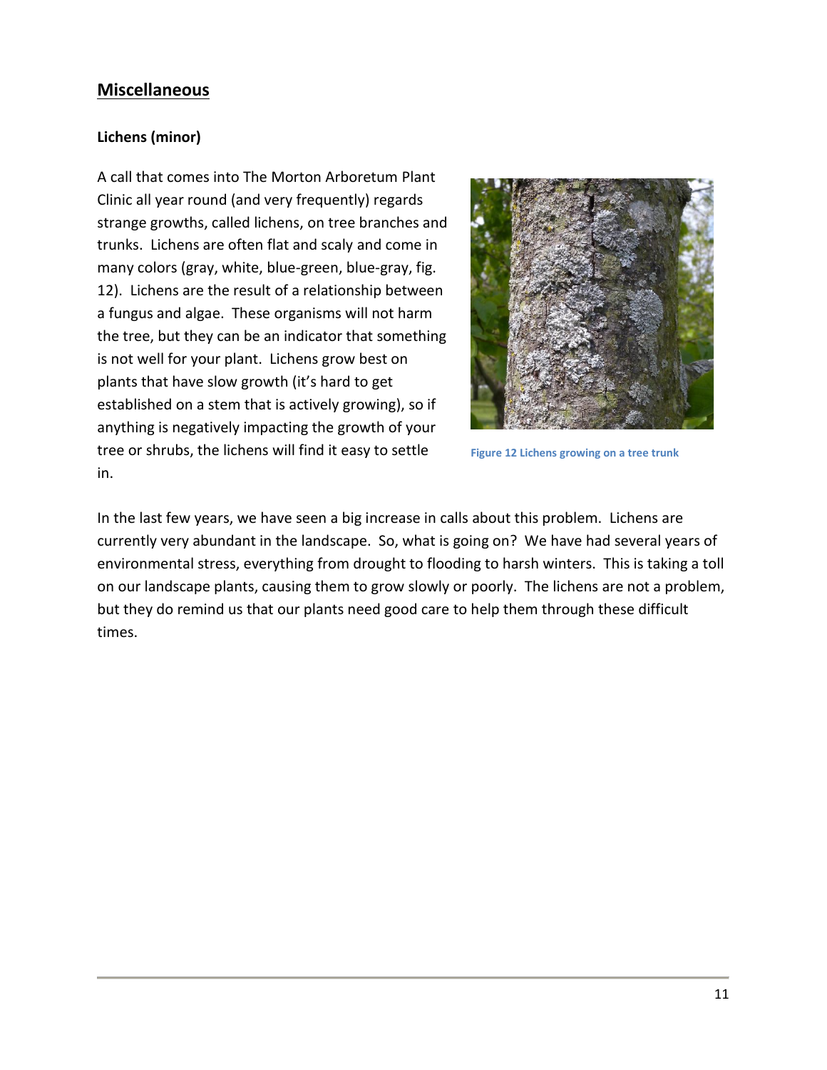## Miscellaneous

### Lichens (minor)

A call that comes into The Morton Arboretum Plant Clinic all year round (and very frequently) regards strange growths, called lichens, on tree branches and trunks. Lichens are often flat and scaly and come in many colors (gray, white, blue-green, blue-gray, fig. 12). Lichens are the result of a relationship between a fungus and algae. These organisms will not harm the tree, but they can be an indicator that something is not well for your plant. Lichens grow best on plants that have slow growth (it's hard to get established on a stem that is actively growing), so if anything is negatively impacting the growth of your tree or shrubs, the lichens will find it easy to settle in.

Figure 12 Lichens growing on a tree trunk

In the last few years, we have seen a big increase in calls about this problem. Lichens are currently very abundant in the landscape. So, what is going on? We have had several years of environmental stress, everything from drought to flooding to harsh winters. This is taking a toll on our landscape plants, causing them to grow slowly or poorly. The lichens are not a problem, but they do remind us that our plants need good care to help them through these difficult times.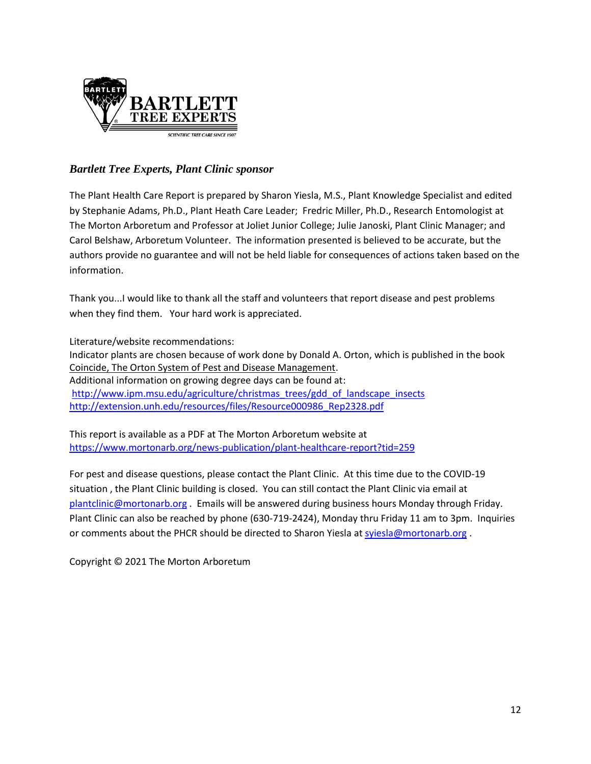*Bartlett Tree Experts, Plant Clinic sponsor*

The Plant Health Care Report is prepared by Sharon Yiesla, M.S., Plant Knowledge Specialist and edited by Stephanie Adams, Ph.D., Plant Heath Care Leader; Fredric Miller, Ph.D., Research Entomologist at The Morton Arboretum and Professor at Joliet Junior College; Julie Janoski, Plant Clinic Manager; and Carol Belshaw, Arboretum Volunteer. The information presented is believed to be accurate, but the authors provide no guarantee and will not be held liable for consequences of actions taken based on the information.

Thank you...I would like to thank all the staff and volunteers that report disease and pest problems when they find them. Your hard work is appreciated.

Literature/website recommendations:
Indicator plants are chosen because of work done by Donald A. Orton, which is published in the book Coincide, The Orton System of Pest and Disease Management.
Additional information on growing degree days can be found at:
http://www.ipm.msu.edu/agriculture/christmas_trees/gdd_of_landscape_insects
http://extension.unh.edu/resources/files/Resource000986_Rep2328.pdf

This report is available as a PDF at The Morton Arboretum website at
https://www.mortonarb.org/news-publication/plant-healthcare-report?tid=259

For pest and disease questions, please contact the Plant Clinic. At this time due to the COVID-19 situation , the Plant Clinic building is closed. You can still contact the Plant Clinic via email at plantclinic@mortonarb.org . Emails will be answered during business hours Monday through Friday. Plant Clinic can also be reached by phone (630-719-2424), Monday thru Friday 11 am to 3pm. Inquiries or comments about the PHCR should be directed to Sharon Yiesla at syiesla@mortonarb.org .

Copyright © 2021 The Morton Arboretum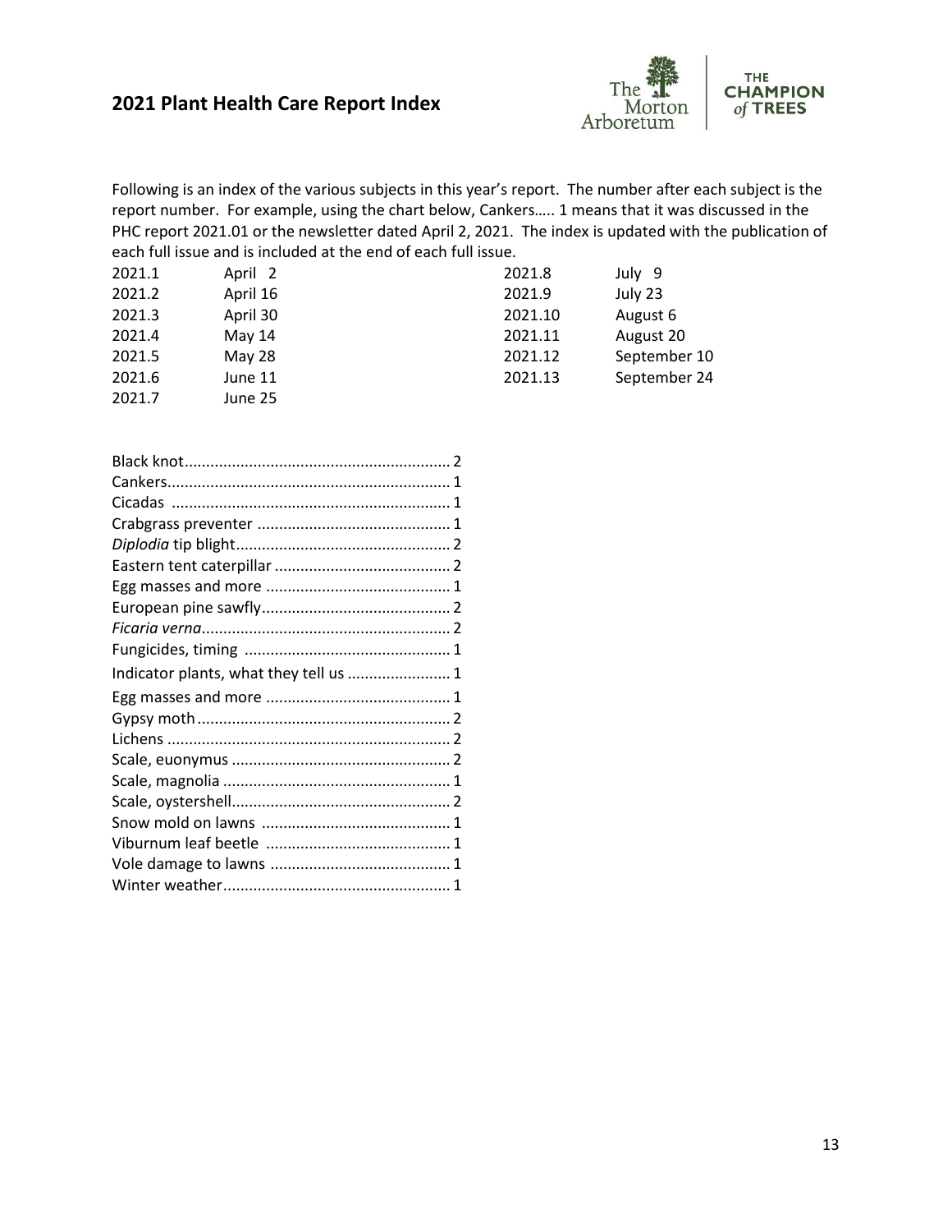## 2021 Plant Health Care Report Index

The Morton Arboretum | THE CHAMPION of TREES

Following is an index of the various subjects in this year's report. The number after each subject is the report number. For example, using the chart below, Cankers….. 1 means that it was discussed in the PHC report 2021.01 or the newsletter dated April 2, 2021. The index is updated with the publication of each full issue and is included at the end of each full issue.

| | | | |
|---|---|---|---|
| 2021.1 | April 2 | 2021.8 | July 9 |
| 2021.2 | April 16 | 2021.9 | July 23 |
| 2021.3 | April 30 | 2021.10 | August 6 |
| 2021.4 | May 14 | 2021.11 | August 20 |
| 2021.5 | May 28 | 2021.12 | September 10 |
| 2021.6 | June 11 | 2021.13 | September 24 |
| 2021.7 | June 25 | | |

Black knot............................................................ 2
Cankers................................................................ 1
Cicadas ................................................................ 1
Crabgrass preventer ............................................ 1
*Diplodia* tip blight................................................. 2
Eastern tent caterpillar ........................................ 2
Egg masses and more .......................................... 1
European pine sawfly........................................... 2
*Ficaria verna*......................................................... 2
Fungicides, timing ............................................... 1
Indicator plants, what they tell us ....................... 1
Egg masses and more .......................................... 1
Gypsy moth.......................................................... 2
Lichens ................................................................ 2
Scale, euonymus .................................................. 2
Scale, magnolia .................................................... 1
Scale, oystershell.................................................. 2
Snow mold on lawns ........................................... 1
Viburnum leaf beetle .......................................... 1
Vole damage to lawns ......................................... 1
Winter weather.................................................... 1